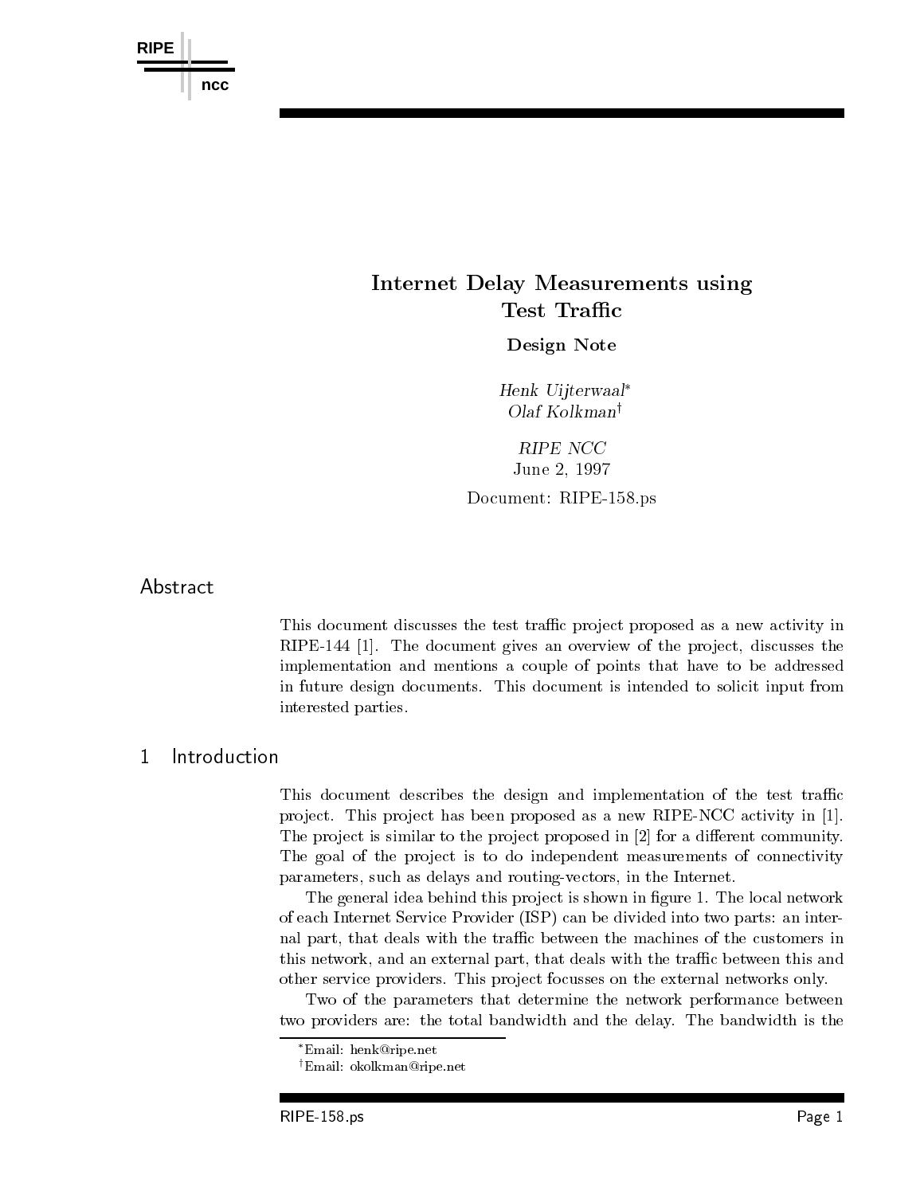# Internet Delay Measurements using Test Traffic

**Design Note**

*Henk Uijterwaal*[*]
*Olaf Kolkman*[†]

*RIPE NCC*
June 2, 1997

Document: RIPE-158.ps

## Abstract

This document discusses the test traffic project proposed as a new activity in RIPE-144 [1]. The document gives an overview of the project, discusses the implementation and mentions a couple of points that have to be addressed in future design documents. This document is intended to solicit input from interested parties.

## 1 Introduction

This document describes the design and implementation of the test traffic project. This project has been proposed as a new RIPE-NCC activity in [1]. The project is similar to the project proposed in [2] for a different community. The goal of the project is to do independent measurements of connectivity parameters, such as delays and routing-vectors, in the Internet.

The general idea behind this project is shown in figure 1. The local network of each Internet Service Provider (ISP) can be divided into two parts: an internal part, that deals with the traffic between the machines of the customers in this network, and an external part, that deals with the traffic between this and other service providers. This project focusses on the external networks only.

Two of the parameters that determine the network performance between two providers are: the total bandwidth and the delay. The bandwidth is the

[*] Email: henk@ripe.net
[†] Email: okolkman@ripe.net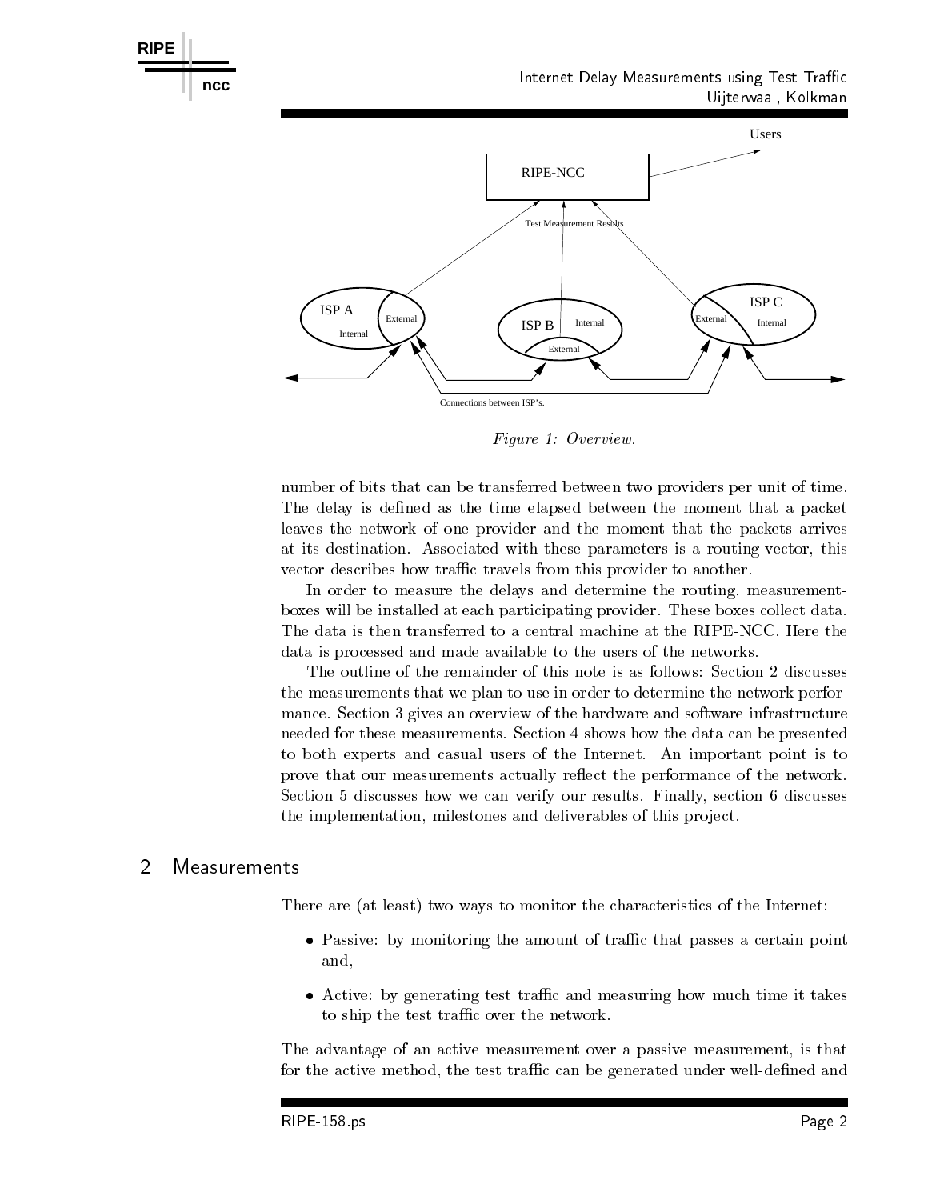Users

RIPE-NCC

Test Measurement Results

ISP A

External

Internal

ISP B

Internal

External

ISP C

External

Internal

Connections between ISP's.

*Figure 1: Overview.*

number of bits that can be transferred between two providers per unit of time. The delay is defined as the time elapsed between the moment that a packet leaves the network of one provider and the moment that the packets arrives at its destination. Associated with these parameters is a routing-vector, this vector describes how traffic travels from this provider to another.

In order to measure the delays and determine the routing, measurement-boxes will be installed at each participating provider. These boxes collect data. The data is then transferred to a central machine at the RIPE-NCC. Here the data is processed and made available to the users of the networks.

The outline of the remainder of this note is as follows: Section 2 discusses the measurements that we plan to use in order to determine the network performance. Section 3 gives an overview of the hardware and software infrastructure needed for these measurements. Section 4 shows how the data can be presented to both experts and casual users of the Internet. An important point is to prove that our measurements actually reflect the performance of the network. Section 5 discusses how we can verify our results. Finally, section 6 discusses the implementation, milestones and deliverables of this project.

## 2 Measurements

There are (at least) two ways to monitor the characteristics of the Internet:

- Passive: by monitoring the amount of traffic that passes a certain point and,
- Active: by generating test traffic and measuring how much time it takes to ship the test traffic over the network.

The advantage of an active measurement over a passive measurement, is that for the active method, the test traffic can be generated under well-defined and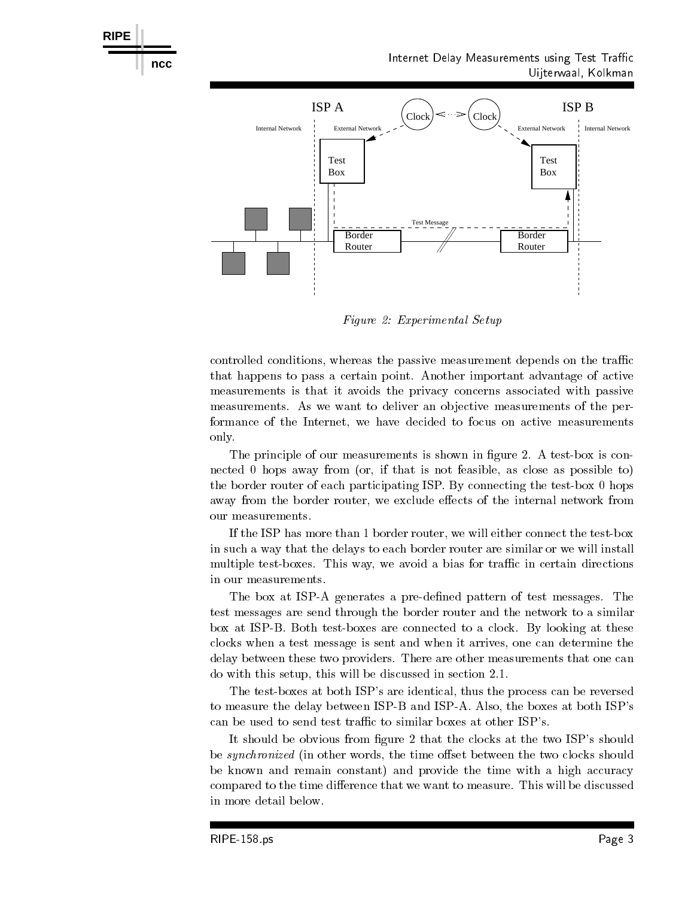ISP A

ISP B

Clock

Clock

Internal Network

External Network

External Network

Internal Network

Test Box

Test Box

Test Message

Border Router

Border Router

*Figure 2: Experimental Setup*

controlled conditions, whereas the passive measurement depends on the traffic that happens to pass a certain point. Another important advantage of active measurements is that it avoids the privacy concerns associated with passive measurements. As we want to deliver an objective measurements of the performance of the Internet, we have decided to focus on active measurements only.

The principle of our measurements is shown in figure 2. A test-box is connected 0 hops away from (or, if that is not feasible, as close as possible to) the border router of each participating ISP. By connecting the test-box 0 hops away from the border router, we exclude effects of the internal network from our measurements.

If the ISP has more than 1 border router, we will either connect the test-box in such a way that the delays to each border router are similar or we will install multiple test-boxes. This way, we avoid a bias for traffic in certain directions in our measurements.

The box at ISP-A generates a pre-defined pattern of test messages. The test messages are send through the border router and the network to a similar box at ISP-B. Both test-boxes are connected to a clock. By looking at these clocks when a test message is sent and when it arrives, one can determine the delay between these two providers. There are other measurements that one can do with this setup, this will be discussed in section 2.1.

The test-boxes at both ISP's are identical, thus the process can be reversed to measure the delay between ISP-B and ISP-A. Also, the boxes at both ISP's can be used to send test traffic to similar boxes at other ISP's.

It should be obvious from figure 2 that the clocks at the two ISP's should be *synchronized* (in other words, the time offset between the two clocks should be known and remain constant) and provide the time with a high accuracy compared to the time difference that we want to measure. This will be discussed in more detail below.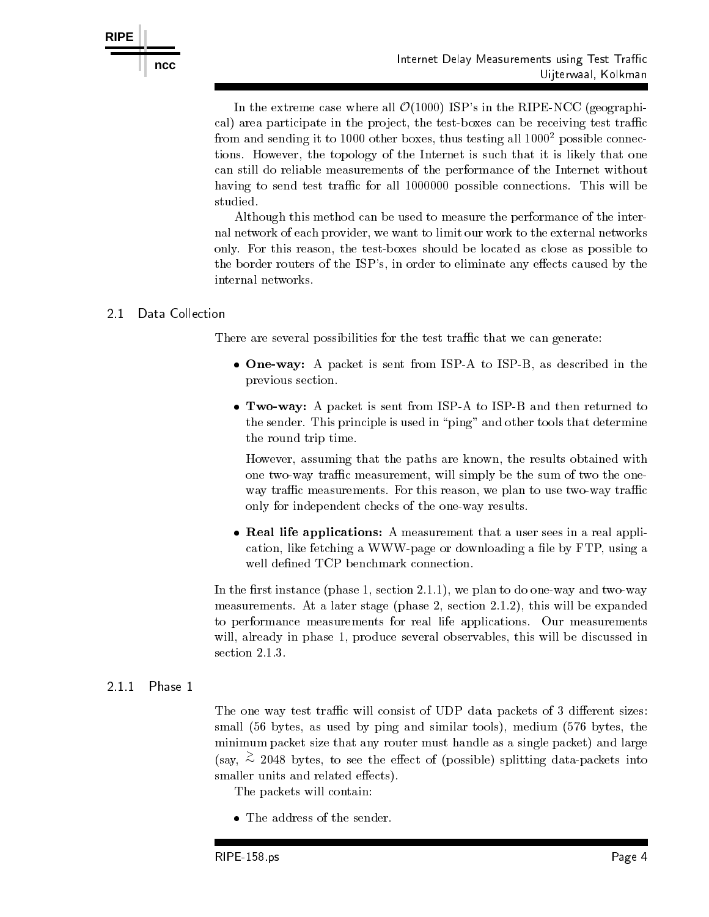In the extreme case where all $\mathcal{O}(1000)$ ISP's in the RIPE-NCC (geographical) area participate in the project, the test-boxes can be receiving test traffic from and sending it to 1000 other boxes, thus testing all $1000^2$ possible connections. However, the topology of the Internet is such that it is likely that one can still do reliable measurements of the performance of the Internet without having to send test traffic for all 1000000 possible connections. This will be studied.

Although this method can be used to measure the performance of the internal network of each provider, we want to limit our work to the external networks only. For this reason, the test-boxes should be located as close as possible to the border routers of the ISP's, in order to eliminate any effects caused by the internal networks.

## 2.1 Data Collection

There are several possibilities for the test traffic that we can generate:

- **One-way:** A packet is sent from ISP-A to ISP-B, as described in the previous section.
- **Two-way:** A packet is sent from ISP-A to ISP-B and then returned to the sender. This principle is used in "ping" and other tools that determine the round trip time.

  However, assuming that the paths are known, the results obtained with one two-way traffic measurement, will simply be the sum of two the one-way traffic measurements. For this reason, we plan to use two-way traffic only for independent checks of the one-way results.
- **Real life applications:** A measurement that a user sees in a real application, like fetching a WWW-page or downloading a file by FTP, using a well defined TCP benchmark connection.

In the first instance (phase 1, section 2.1.1), we plan to do one-way and two-way measurements. At a later stage (phase 2, section 2.1.2), this will be expanded to performance measurements for real life applications. Our measurements will, already in phase 1, produce several observables, this will be discussed in section 2.1.3.

### 2.1.1 Phase 1

The one way test traffic will consist of UDP data packets of 3 different sizes: small (56 bytes, as used by ping and similar tools), medium (576 bytes, the minimum packet size that any router must handle as a single packet) and large (say, $\gtrsim$ 2048 bytes, to see the effect of (possible) splitting data-packets into smaller units and related effects).

The packets will contain:

- The address of the sender.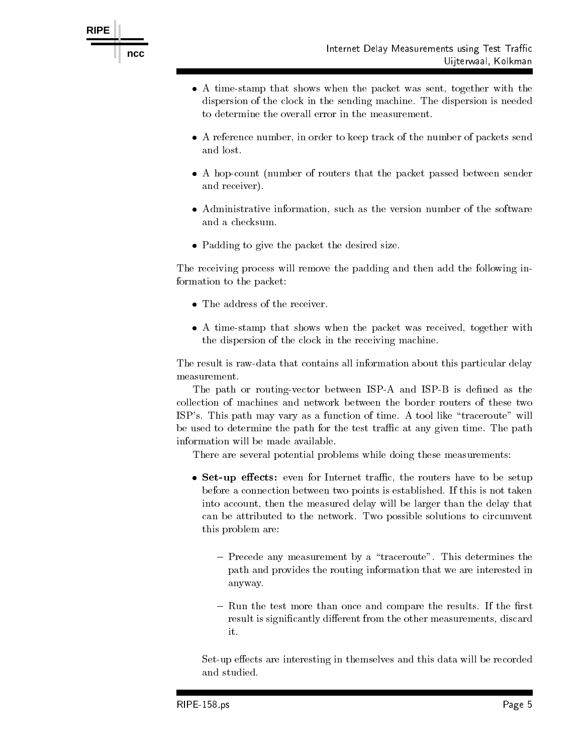- A time-stamp that shows when the packet was sent, together with the dispersion of the clock in the sending machine. The dispersion is needed to determine the overall error in the measurement.

- A reference number, in order to keep track of the number of packets send and lost.

- A hop-count (number of routers that the packet passed between sender and receiver).

- Administrative information, such as the version number of the software and a checksum.

- Padding to give the packet the desired size.

The receiving process will remove the padding and then add the following information to the packet:

- The address of the receiver.

- A time-stamp that shows when the packet was received, together with the dispersion of the clock in the receiving machine.

The result is raw-data that contains all information about this particular delay measurement.

The path or routing-vector between ISP-A and ISP-B is defined as the collection of machines and network between the border routers of these two ISP's. This path may vary as a function of time. A tool like "traceroute" will be used to determine the path for the test traffic at any given time. The path information will be made available.

There are several potential problems while doing these measurements:

- **Set-up effects:** even for Internet traffic, the routers have to be setup before a connection between two points is established. If this is not taken into account, then the measured delay will be larger than the delay that can be attributed to the network. Two possible solutions to circumvent this problem are:

  - Precede any measurement by a "traceroute". This determines the path and provides the routing information that we are interested in anyway.

  - Run the test more than once and compare the results. If the first result is significantly different from the other measurements, discard it.

  Set-up effects are interesting in themselves and this data will be recorded and studied.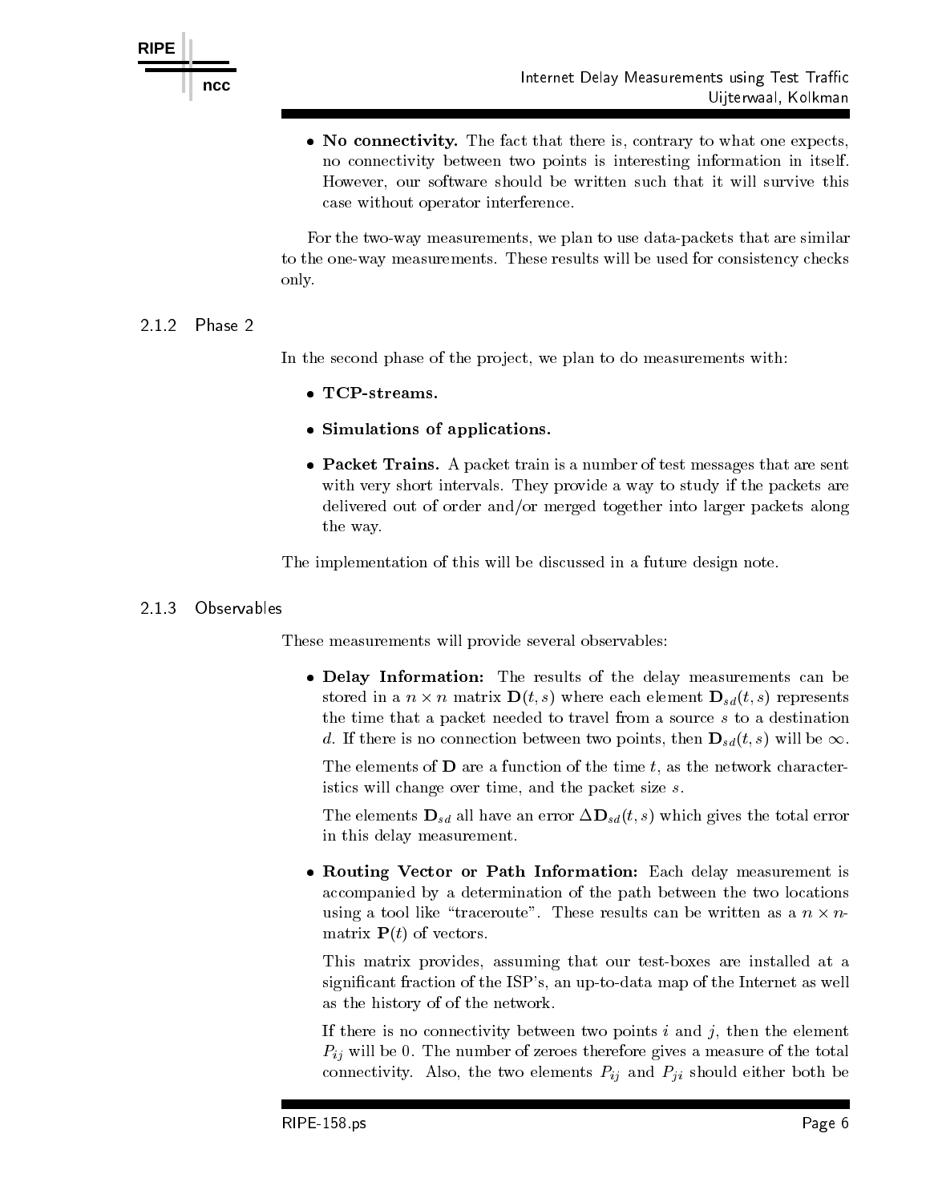- **No connectivity.** The fact that there is, contrary to what one expects, no connectivity between two points is interesting information in itself. However, our software should be written such that it will survive this case without operator interference.

For the two-way measurements, we plan to use data-packets that are similar to the one-way measurements. These results will be used for consistency checks only.

### 2.1.2 Phase 2

In the second phase of the project, we plan to do measurements with:

- **TCP-streams.**
- **Simulations of applications.**
- **Packet Trains.** A packet train is a number of test messages that are sent with very short intervals. They provide a way to study if the packets are delivered out of order and/or merged together into larger packets along the way.

The implementation of this will be discussed in a future design note.

### 2.1.3 Observables

These measurements will provide several observables:

- **Delay Information:** The results of the delay measurements can be stored in a $n \times n$ matrix $\mathbf{D}(t, s)$ where each element $\mathbf{D}_{sd}(t, s)$ represents the time that a packet needed to travel from a source $s$ to a destination $d$. If there is no connection between two points, then $\mathbf{D}_{sd}(t, s)$ will be $\infty$.

  The elements of $\mathbf{D}$ are a function of the time $t$, as the network characteristics will change over time, and the packet size $s$.

  The elements $\mathbf{D}_{sd}$ all have an error $\Delta\mathbf{D}_{sd}(t, s)$ which gives the total error in this delay measurement.

- **Routing Vector or Path Information:** Each delay measurement is accompanied by a determination of the path between the two locations using a tool like "traceroute". These results can be written as a $n \times n$-matrix $\mathbf{P}(t)$ of vectors.

  This matrix provides, assuming that our test-boxes are installed at a significant fraction of the ISP's, an up-to-data map of the Internet as well as the history of of the network.

  If there is no connectivity between two points $i$ and $j$, then the element $P_{ij}$ will be 0. The number of zeroes therefore gives a measure of the total connectivity. Also, the two elements $P_{ij}$ and $P_{ji}$ should either both be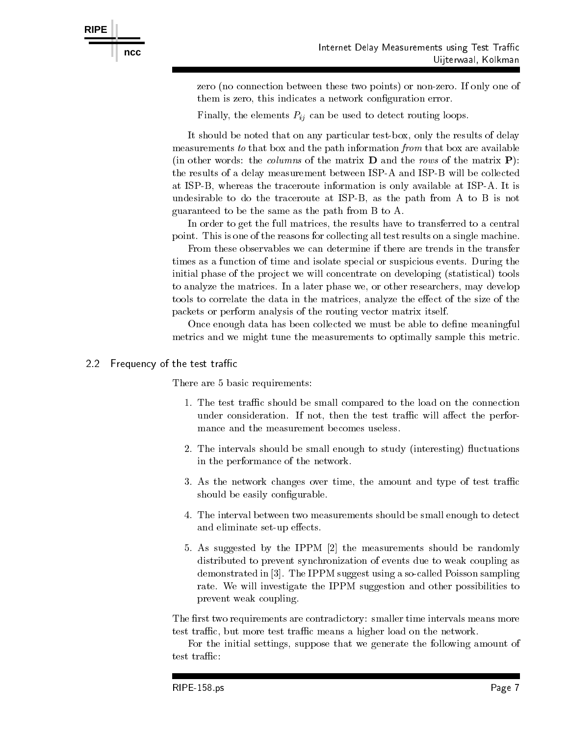zero (no connection between these two points) or non-zero. If only one of them is zero, this indicates a network configuration error.

Finally, the elements $P_{ij}$ can be used to detect routing loops.

It should be noted that on any particular test-box, only the results of delay measurements *to* that box and the path information *from* that box are available (in other words: the *columns* of the matrix **D** and the *rows* of the matrix **P**): the results of a delay measurement between ISP-A and ISP-B will be collected at ISP-B, whereas the traceroute information is only available at ISP-A. It is undesirable to do the traceroute at ISP-B, as the path from A to B is not guaranteed to be the same as the path from B to A.

In order to get the full matrices, the results have to transferred to a central point. This is one of the reasons for collecting all test results on a single machine.

From these observables we can determine if there are trends in the transfer times as a function of time and isolate special or suspicious events. During the initial phase of the project we will concentrate on developing (statistical) tools to analyze the matrices. In a later phase we, or other researchers, may develop tools to correlate the data in the matrices, analyze the effect of the size of the packets or perform analysis of the routing vector matrix itself.

Once enough data has been collected we must be able to define meaningful metrics and we might tune the measurements to optimally sample this metric.

## 2.2 Frequency of the test traffic

There are 5 basic requirements:

1. The test traffic should be small compared to the load on the connection under consideration. If not, then the test traffic will affect the performance and the measurement becomes useless.
2. The intervals should be small enough to study (interesting) fluctuations in the performance of the network.
3. As the network changes over time, the amount and type of test traffic should be easily configurable.
4. The interval between two measurements should be small enough to detect and eliminate set-up effects.
5. As suggested by the IPPM [2] the measurements should be randomly distributed to prevent synchronization of events due to weak coupling as demonstrated in [3]. The IPPM suggest using a so-called Poisson sampling rate. We will investigate the IPPM suggestion and other possibilities to prevent weak coupling.

The first two requirements are contradictory: smaller time intervals means more test traffic, but more test traffic means a higher load on the network.

For the initial settings, suppose that we generate the following amount of test traffic: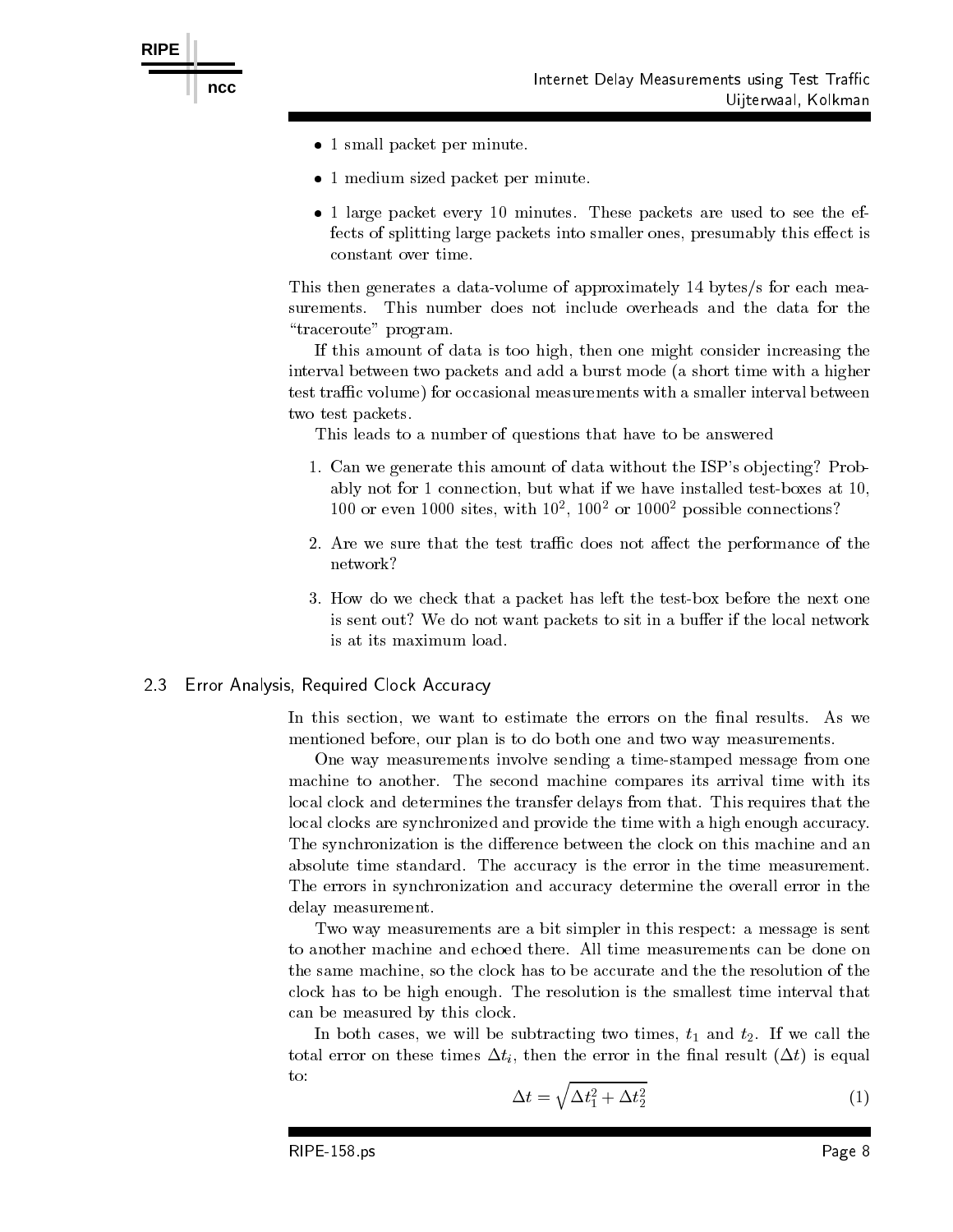- 1 small packet per minute.
- 1 medium sized packet per minute.
- 1 large packet every 10 minutes. These packets are used to see the effects of splitting large packets into smaller ones, presumably this effect is constant over time.

This then generates a data-volume of approximately 14 bytes/s for each measurements. This number does not include overheads and the data for the "traceroute" program.

If this amount of data is too high, then one might consider increasing the interval between two packets and add a burst mode (a short time with a higher test traffic volume) for occasional measurements with a smaller interval between two test packets.

This leads to a number of questions that have to be answered

1. Can we generate this amount of data without the ISP's objecting? Probably not for 1 connection, but what if we have installed test-boxes at 10, 100 or even 1000 sites, with $10^2$, $100^2$ or $1000^2$ possible connections?
2. Are we sure that the test traffic does not affect the performance of the network?
3. How do we check that a packet has left the test-box before the next one is sent out? We do not want packets to sit in a buffer if the local network is at its maximum load.

### 2.3 Error Analysis, Required Clock Accuracy

In this section, we want to estimate the errors on the final results. As we mentioned before, our plan is to do both one and two way measurements.

One way measurements involve sending a time-stamped message from one machine to another. The second machine compares its arrival time with its local clock and determines the transfer delays from that. This requires that the local clocks are synchronized and provide the time with a high enough accuracy. The synchronization is the difference between the clock on this machine and an absolute time standard. The accuracy is the error in the time measurement. The errors in synchronization and accuracy determine the overall error in the delay measurement.

Two way measurements are a bit simpler in this respect: a message is sent to another machine and echoed there. All time measurements can be done on the same machine, so the clock has to be accurate and the the resolution of the clock has to be high enough. The resolution is the smallest time interval that can be measured by this clock.

In both cases, we will be subtracting two times, $t_1$ and $t_2$. If we call the total error on these times $\Delta t_i$, then the error in the final result ($\Delta t$) is equal to:

$$\Delta t = \sqrt{\Delta t_1^2 + \Delta t_2^2} \tag{1}$$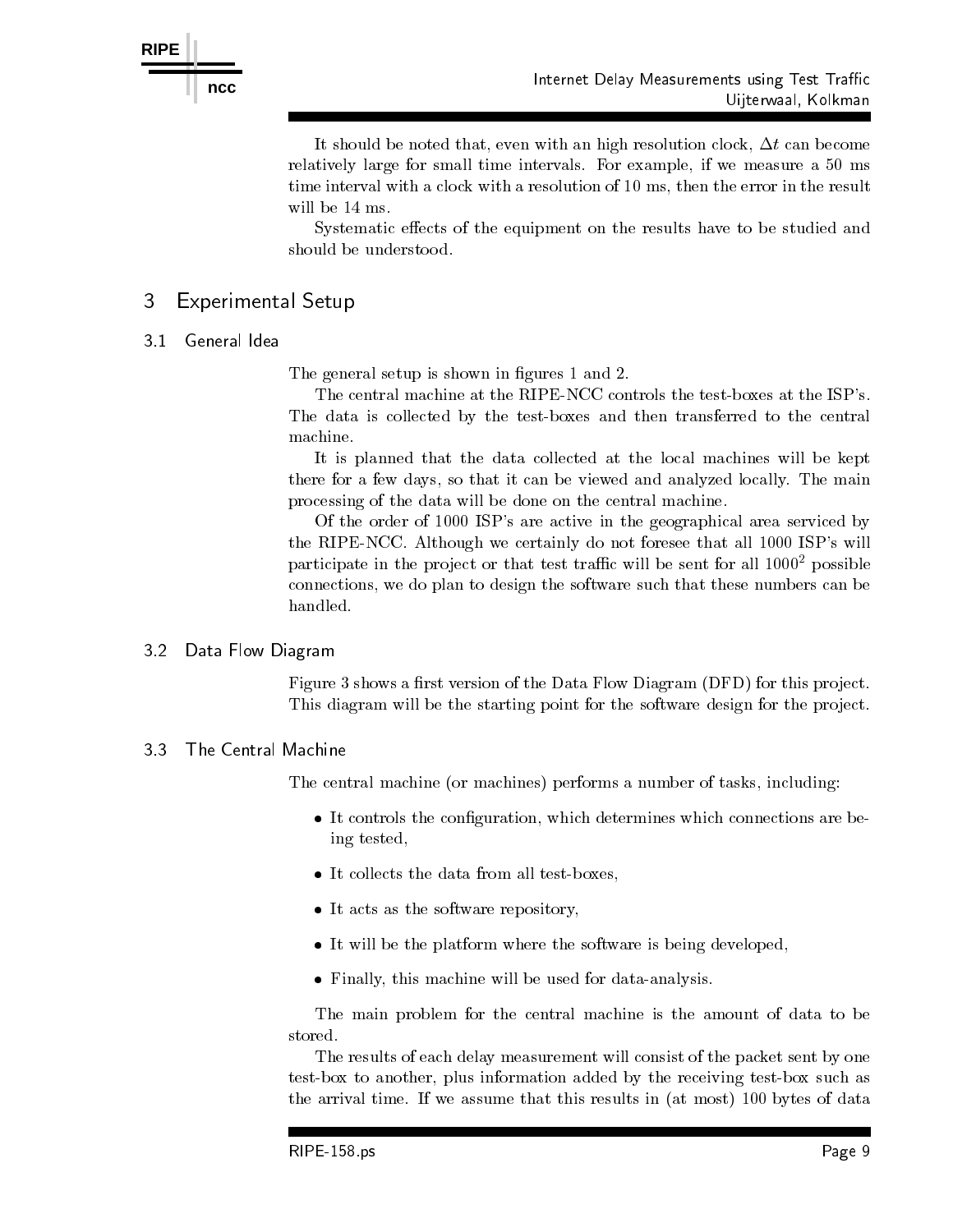It should be noted that, even with an high resolution clock, $\Delta t$ can become relatively large for small time intervals. For example, if we measure a 50 ms time interval with a clock with a resolution of 10 ms, then the error in the result will be 14 ms.

Systematic effects of the equipment on the results have to be studied and should be understood.

# 3 Experimental Setup

## 3.1 General Idea

The general setup is shown in figures 1 and 2.

The central machine at the RIPE-NCC controls the test-boxes at the ISP's. The data is collected by the test-boxes and then transferred to the central machine.

It is planned that the data collected at the local machines will be kept there for a few days, so that it can be viewed and analyzed locally. The main processing of the data will be done on the central machine.

Of the order of 1000 ISP's are active in the geographical area serviced by the RIPE-NCC. Although we certainly do not foresee that all 1000 ISP's will participate in the project or that test traffic will be sent for all $1000^2$ possible connections, we do plan to design the software such that these numbers can be handled.

## 3.2 Data Flow Diagram

Figure 3 shows a first version of the Data Flow Diagram (DFD) for this project. This diagram will be the starting point for the software design for the project.

## 3.3 The Central Machine

The central machine (or machines) performs a number of tasks, including:

- It controls the configuration, which determines which connections are being tested,
- It collects the data from all test-boxes,
- It acts as the software repository,
- It will be the platform where the software is being developed,
- Finally, this machine will be used for data-analysis.

The main problem for the central machine is the amount of data to be stored.

The results of each delay measurement will consist of the packet sent by one test-box to another, plus information added by the receiving test-box such as the arrival time. If we assume that this results in (at most) 100 bytes of data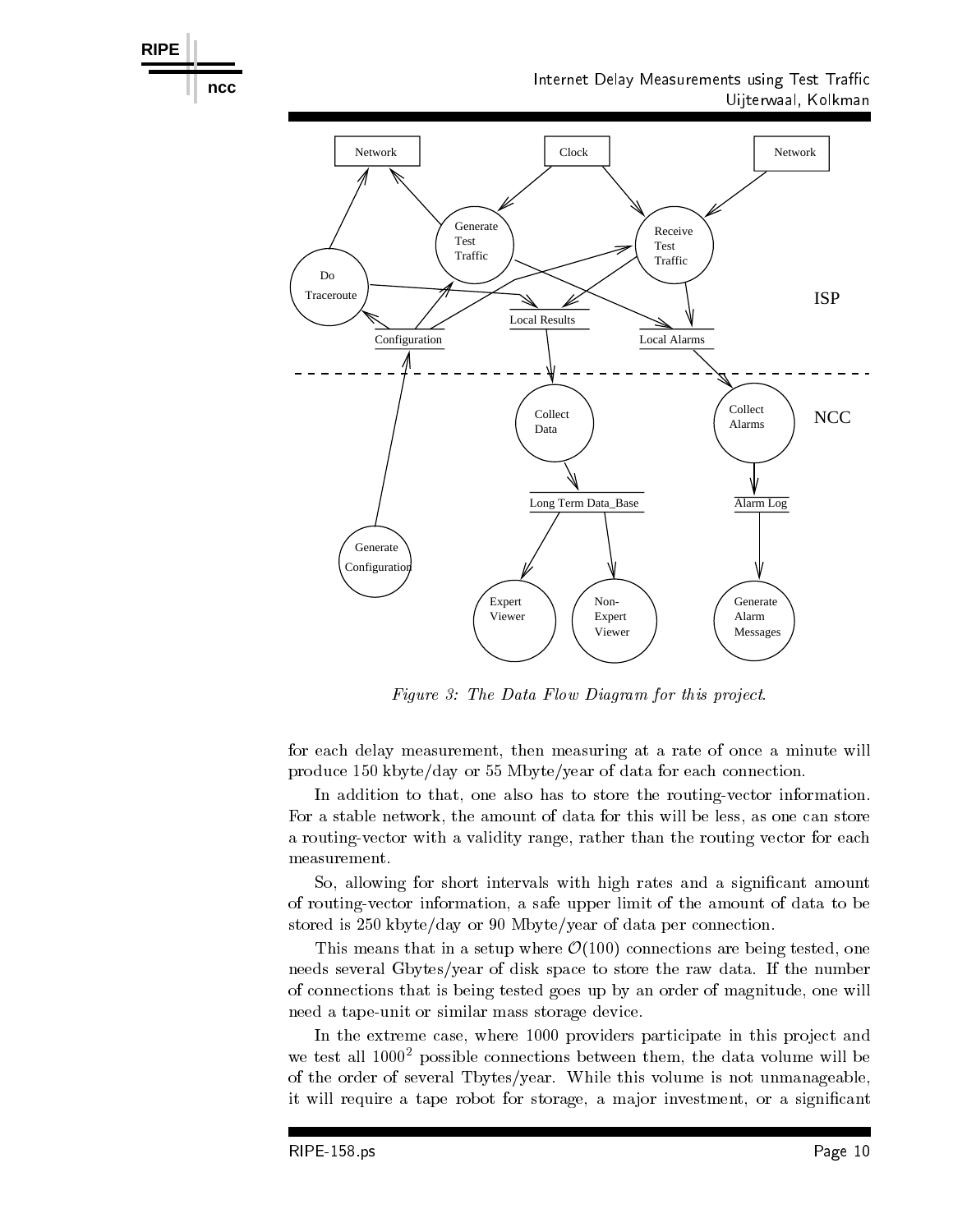Network

Clock

Network

Generate Test Traffic

Receive Test Traffic

Do Traceroute

ISP

Local Results

Configuration

Local Alarms

Collect Data

Collect Alarms

NCC

Long Term Data_Base

Alarm Log

Generate Configuration

Expert Viewer

Non-Expert Viewer

Generate Alarm Messages

*Figure 3: The Data Flow Diagram for this project.*

for each delay measurement, then measuring at a rate of once a minute will produce 150 kbyte/day or 55 Mbyte/year of data for each connection.

In addition to that, one also has to store the routing-vector information. For a stable network, the amount of data for this will be less, as one can store a routing-vector with a validity range, rather than the routing vector for each measurement.

So, allowing for short intervals with high rates and a significant amount of routing-vector information, a safe upper limit of the amount of data to be stored is 250 kbyte/day or 90 Mbyte/year of data per connection.

This means that in a setup where $\mathcal{O}(100)$ connections are being tested, one needs several Gbytes/year of disk space to store the raw data. If the number of connections that is being tested goes up by an order of magnitude, one will need a tape-unit or similar mass storage device.

In the extreme case, where 1000 providers participate in this project and we test all $1000^2$ possible connections between them, the data volume will be of the order of several Tbytes/year. While this volume is not unmanageable, it will require a tape robot for storage, a major investment, or a significant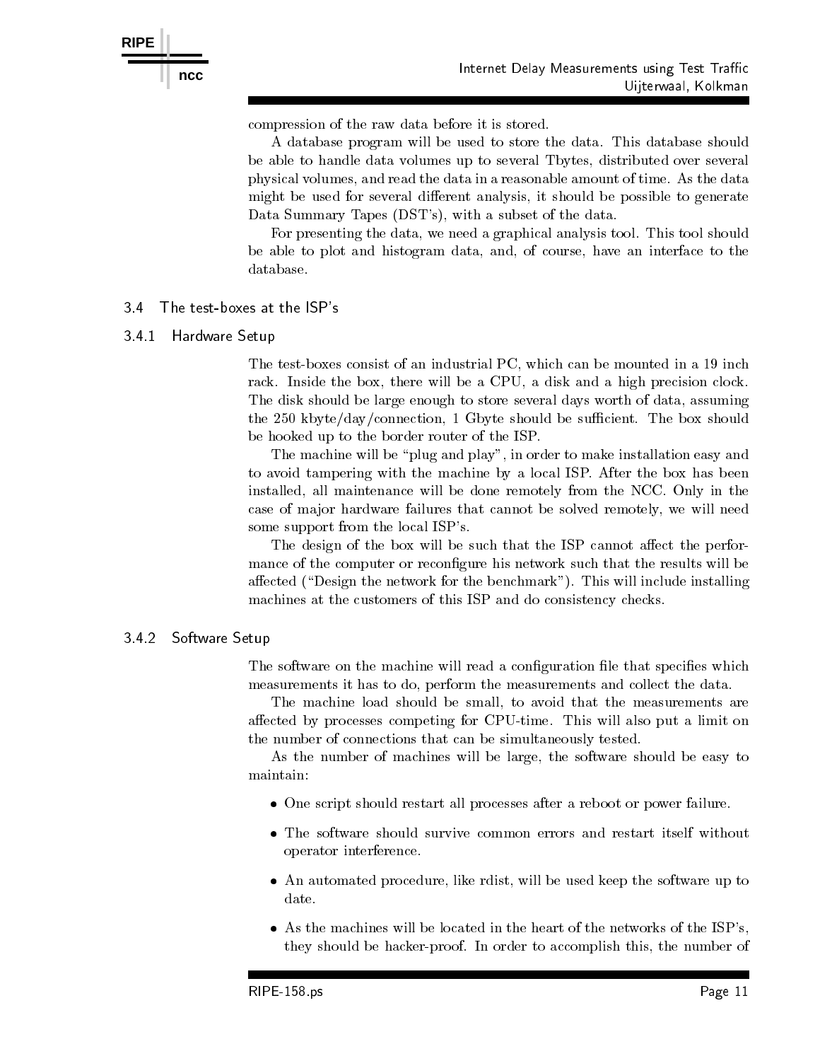compression of the raw data before it is stored.

A database program will be used to store the data. This database should be able to handle data volumes up to several Tbytes, distributed over several physical volumes, and read the data in a reasonable amount of time. As the data might be used for several different analysis, it should be possible to generate Data Summary Tapes (DST's), with a subset of the data.

For presenting the data, we need a graphical analysis tool. This tool should be able to plot and histogram data, and, of course, have an interface to the database.

## 3.4 The test-boxes at the ISP's

### 3.4.1 Hardware Setup

The test-boxes consist of an industrial PC, which can be mounted in a 19 inch rack. Inside the box, there will be a CPU, a disk and a high precision clock. The disk should be large enough to store several days worth of data, assuming the 250 kbyte/day/connection, 1 Gbyte should be sufficient. The box should be hooked up to the border router of the ISP.

The machine will be "plug and play", in order to make installation easy and to avoid tampering with the machine by a local ISP. After the box has been installed, all maintenance will be done remotely from the NCC. Only in the case of major hardware failures that cannot be solved remotely, we will need some support from the local ISP's.

The design of the box will be such that the ISP cannot affect the performance of the computer or reconfigure his network such that the results will be affected ("Design the network for the benchmark"). This will include installing machines at the customers of this ISP and do consistency checks.

### 3.4.2 Software Setup

The software on the machine will read a configuration file that specifies which measurements it has to do, perform the measurements and collect the data.

The machine load should be small, to avoid that the measurements are affected by processes competing for CPU-time. This will also put a limit on the number of connections that can be simultaneously tested.

As the number of machines will be large, the software should be easy to maintain:

- One script should restart all processes after a reboot or power failure.
- The software should survive common errors and restart itself without operator interference.
- An automated procedure, like rdist, will be used keep the software up to date.
- As the machines will be located in the heart of the networks of the ISP's, they should be hacker-proof. In order to accomplish this, the number of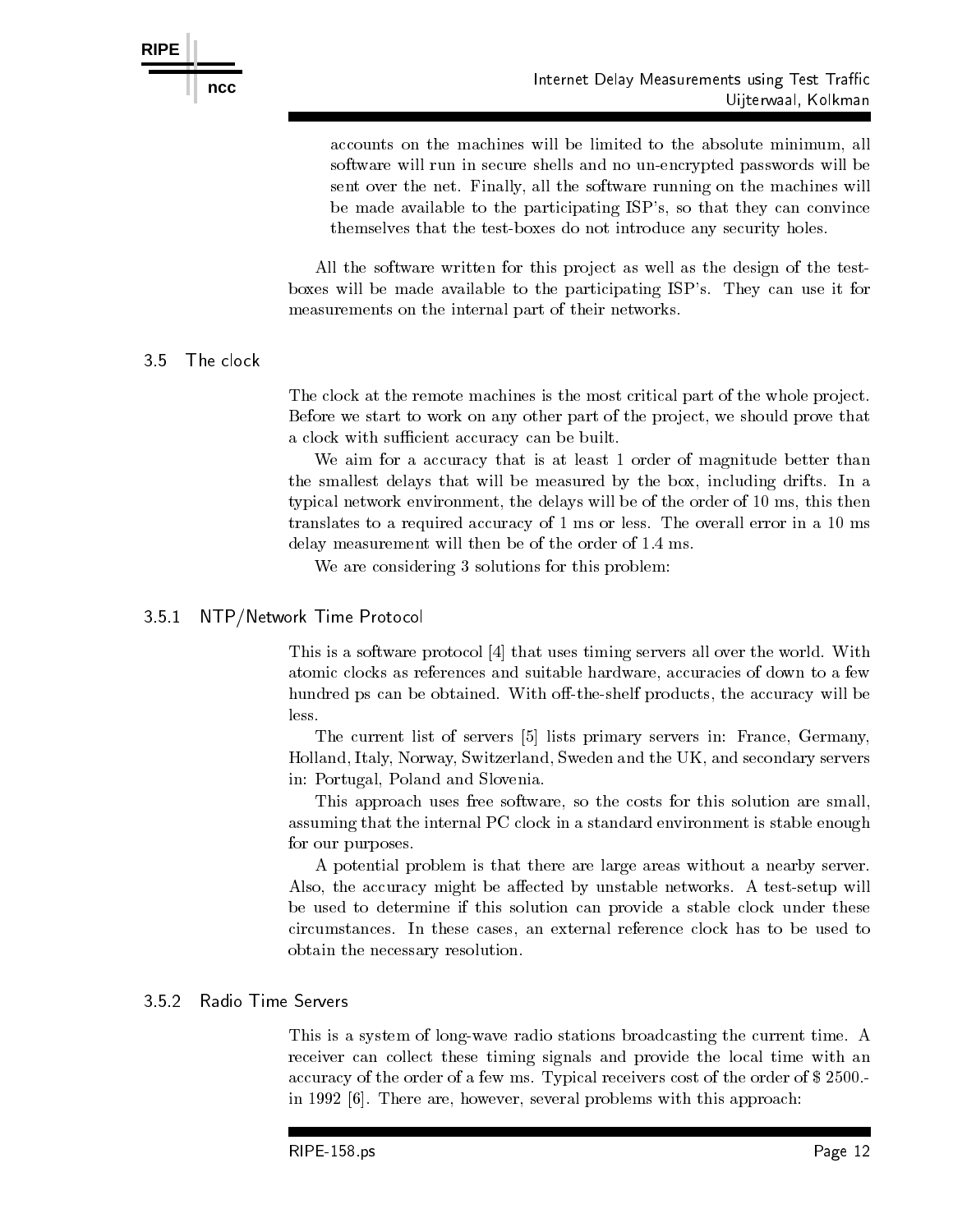accounts on the machines will be limited to the absolute minimum, all software will run in secure shells and no un-encrypted passwords will be sent over the net. Finally, all the software running on the machines will be made available to the participating ISP's, so that they can convince themselves that the test-boxes do not introduce any security holes.

All the software written for this project as well as the design of the test-boxes will be made available to the participating ISP's. They can use it for measurements on the internal part of their networks.

### 3.5 The clock

The clock at the remote machines is the most critical part of the whole project. Before we start to work on any other part of the project, we should prove that a clock with sufficient accuracy can be built.

We aim for a accuracy that is at least 1 order of magnitude better than the smallest delays that will be measured by the box, including drifts. In a typical network environment, the delays will be of the order of 10 ms, this then translates to a required accuracy of 1 ms or less. The overall error in a 10 ms delay measurement will then be of the order of 1.4 ms.

We are considering 3 solutions for this problem:

#### 3.5.1 NTP/Network Time Protocol

This is a software protocol [4] that uses timing servers all over the world. With atomic clocks as references and suitable hardware, accuracies of down to a few hundred ps can be obtained. With off-the-shelf products, the accuracy will be less.

The current list of servers [5] lists primary servers in: France, Germany, Holland, Italy, Norway, Switzerland, Sweden and the UK, and secondary servers in: Portugal, Poland and Slovenia.

This approach uses free software, so the costs for this solution are small, assuming that the internal PC clock in a standard environment is stable enough for our purposes.

A potential problem is that there are large areas without a nearby server. Also, the accuracy might be affected by unstable networks. A test-setup will be used to determine if this solution can provide a stable clock under these circumstances. In these cases, an external reference clock has to be used to obtain the necessary resolution.

#### 3.5.2 Radio Time Servers

This is a system of long-wave radio stations broadcasting the current time. A receiver can collect these timing signals and provide the local time with an accuracy of the order of a few ms. Typical receivers cost of the order of $ 2500.- in 1992 [6]. There are, however, several problems with this approach: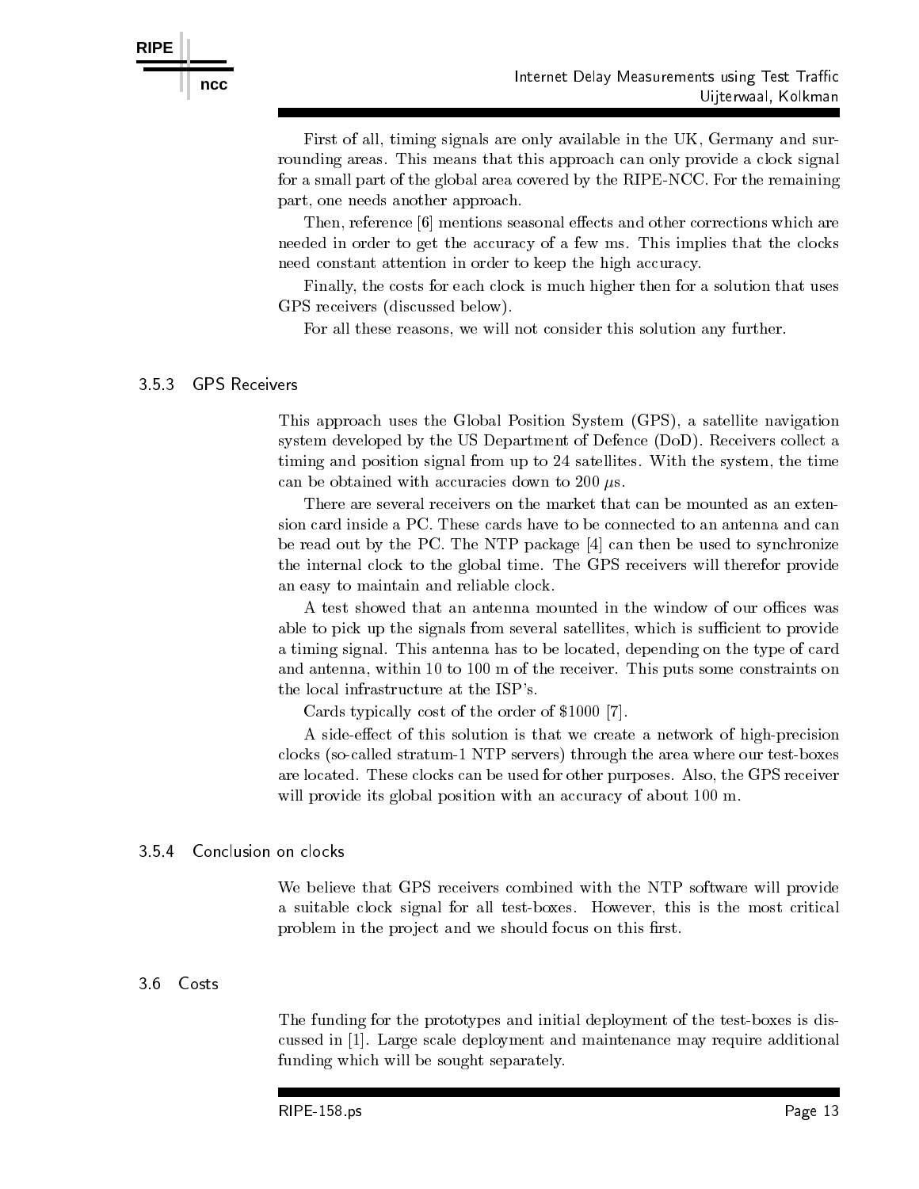First of all, timing signals are only available in the UK, Germany and surrounding areas. This means that this approach can only provide a clock signal for a small part of the global area covered by the RIPE-NCC. For the remaining part, one needs another approach.

Then, reference [6] mentions seasonal effects and other corrections which are needed in order to get the accuracy of a few ms. This implies that the clocks need constant attention in order to keep the high accuracy.

Finally, the costs for each clock is much higher then for a solution that uses GPS receivers (discussed below).

For all these reasons, we will not consider this solution any further.

### 3.5.3 GPS Receivers

This approach uses the Global Position System (GPS), a satellite navigation system developed by the US Department of Defence (DoD). Receivers collect a timing and position signal from up to 24 satellites. With the system, the time can be obtained with accuracies down to 200 $\mu$s.

There are several receivers on the market that can be mounted as an extension card inside a PC. These cards have to be connected to an antenna and can be read out by the PC. The NTP package [4] can then be used to synchronize the internal clock to the global time. The GPS receivers will therefor provide an easy to maintain and reliable clock.

A test showed that an antenna mounted in the window of our offices was able to pick up the signals from several satellites, which is sufficient to provide a timing signal. This antenna has to be located, depending on the type of card and antenna, within 10 to 100 m of the receiver. This puts some constraints on the local infrastructure at the ISP's.

Cards typically cost of the order of $1000 [7].

A side-effect of this solution is that we create a network of high-precision clocks (so-called stratum-1 NTP servers) through the area where our test-boxes are located. These clocks can be used for other purposes. Also, the GPS receiver will provide its global position with an accuracy of about 100 m.

### 3.5.4 Conclusion on clocks

We believe that GPS receivers combined with the NTP software will provide a suitable clock signal for all test-boxes. However, this is the most critical problem in the project and we should focus on this first.

## 3.6 Costs

The funding for the prototypes and initial deployment of the test-boxes is discussed in [1]. Large scale deployment and maintenance may require additional funding which will be sought separately.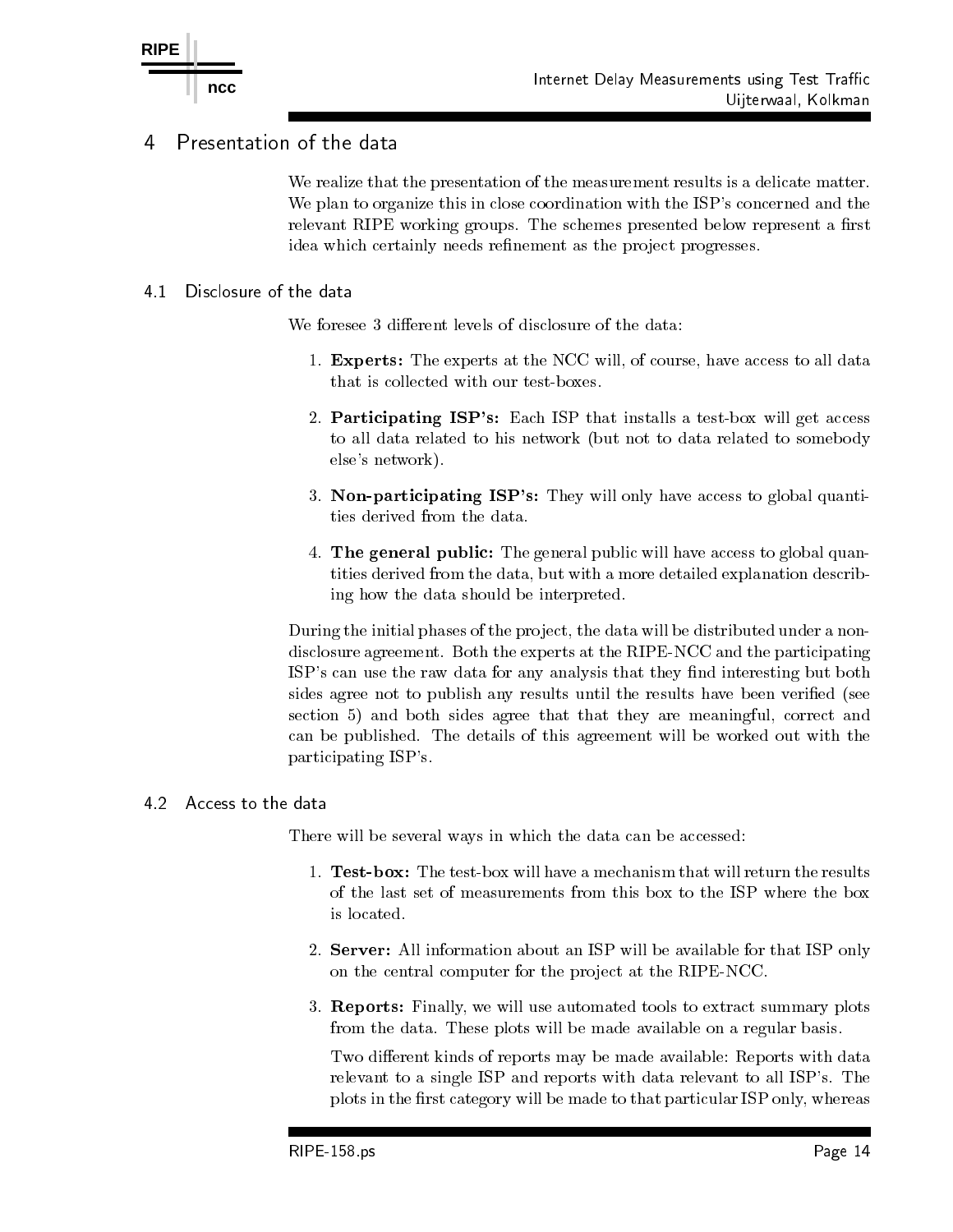# 4 Presentation of the data

We realize that the presentation of the measurement results is a delicate matter. We plan to organize this in close coordination with the ISP's concerned and the relevant RIPE working groups. The schemes presented below represent a first idea which certainly needs refinement as the project progresses.

## 4.1 Disclosure of the data

We foresee 3 different levels of disclosure of the data:

1. **Experts:** The experts at the NCC will, of course, have access to all data that is collected with our test-boxes.

2. **Participating ISP's:** Each ISP that installs a test-box will get access to all data related to his network (but not to data related to somebody else's network).

3. **Non-participating ISP's:** They will only have access to global quantities derived from the data.

4. **The general public:** The general public will have access to global quantities derived from the data, but with a more detailed explanation describing how the data should be interpreted.

During the initial phases of the project, the data will be distributed under a non-disclosure agreement. Both the experts at the RIPE-NCC and the participating ISP's can use the raw data for any analysis that they find interesting but both sides agree not to publish any results until the results have been verified (see section 5) and both sides agree that that they are meaningful, correct and can be published. The details of this agreement will be worked out with the participating ISP's.

## 4.2 Access to the data

There will be several ways in which the data can be accessed:

1. **Test-box:** The test-box will have a mechanism that will return the results of the last set of measurements from this box to the ISP where the box is located.

2. **Server:** All information about an ISP will be available for that ISP only on the central computer for the project at the RIPE-NCC.

3. **Reports:** Finally, we will use automated tools to extract summary plots from the data. These plots will be made available on a regular basis.

   Two different kinds of reports may be made available: Reports with data relevant to a single ISP and reports with data relevant to all ISP's. The plots in the first category will be made to that particular ISP only, whereas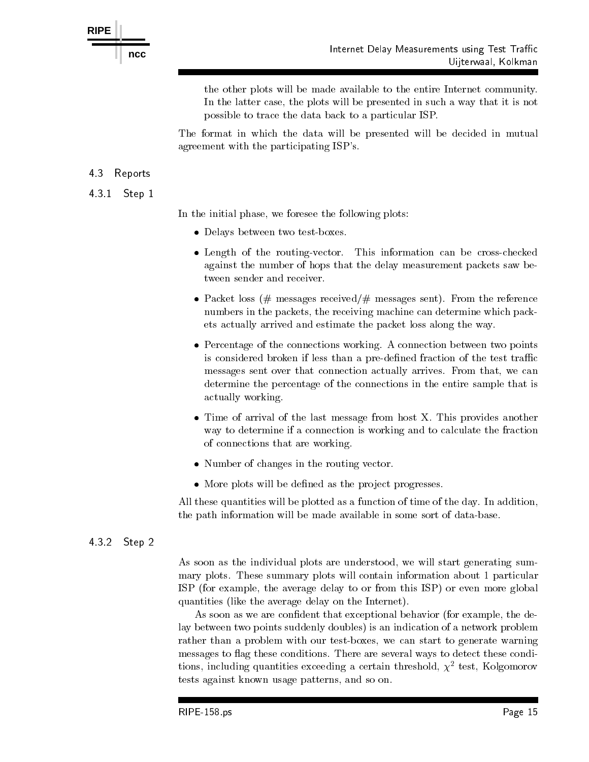the other plots will be made available to the entire Internet community. In the latter case, the plots will be presented in such a way that it is not possible to trace the data back to a particular ISP.

The format in which the data will be presented will be decided in mutual agreement with the participating ISP's.

## 4.3 Reports

### 4.3.1 Step 1

In the initial phase, we foresee the following plots:

- Delays between two test-boxes.
- Length of the routing-vector. This information can be cross-checked against the number of hops that the delay measurement packets saw between sender and receiver.
- Packet loss (# messages received/# messages sent). From the reference numbers in the packets, the receiving machine can determine which packets actually arrived and estimate the packet loss along the way.
- Percentage of the connections working. A connection between two points is considered broken if less than a pre-defined fraction of the test traffic messages sent over that connection actually arrives. From that, we can determine the percentage of the connections in the entire sample that is actually working.
- Time of arrival of the last message from host X. This provides another way to determine if a connection is working and to calculate the fraction of connections that are working.
- Number of changes in the routing vector.
- More plots will be defined as the project progresses.

All these quantities will be plotted as a function of time of the day. In addition, the path information will be made available in some sort of data-base.

### 4.3.2 Step 2

As soon as the individual plots are understood, we will start generating summary plots. These summary plots will contain information about 1 particular ISP (for example, the average delay to or from this ISP) or even more global quantities (like the average delay on the Internet).

As soon as we are confident that exceptional behavior (for example, the delay between two points suddenly doubles) is an indication of a network problem rather than a problem with our test-boxes, we can start to generate warning messages to flag these conditions. There are several ways to detect these conditions, including quantities exceeding a certain threshold, $\chi^2$ test, Kolgomorov tests against known usage patterns, and so on.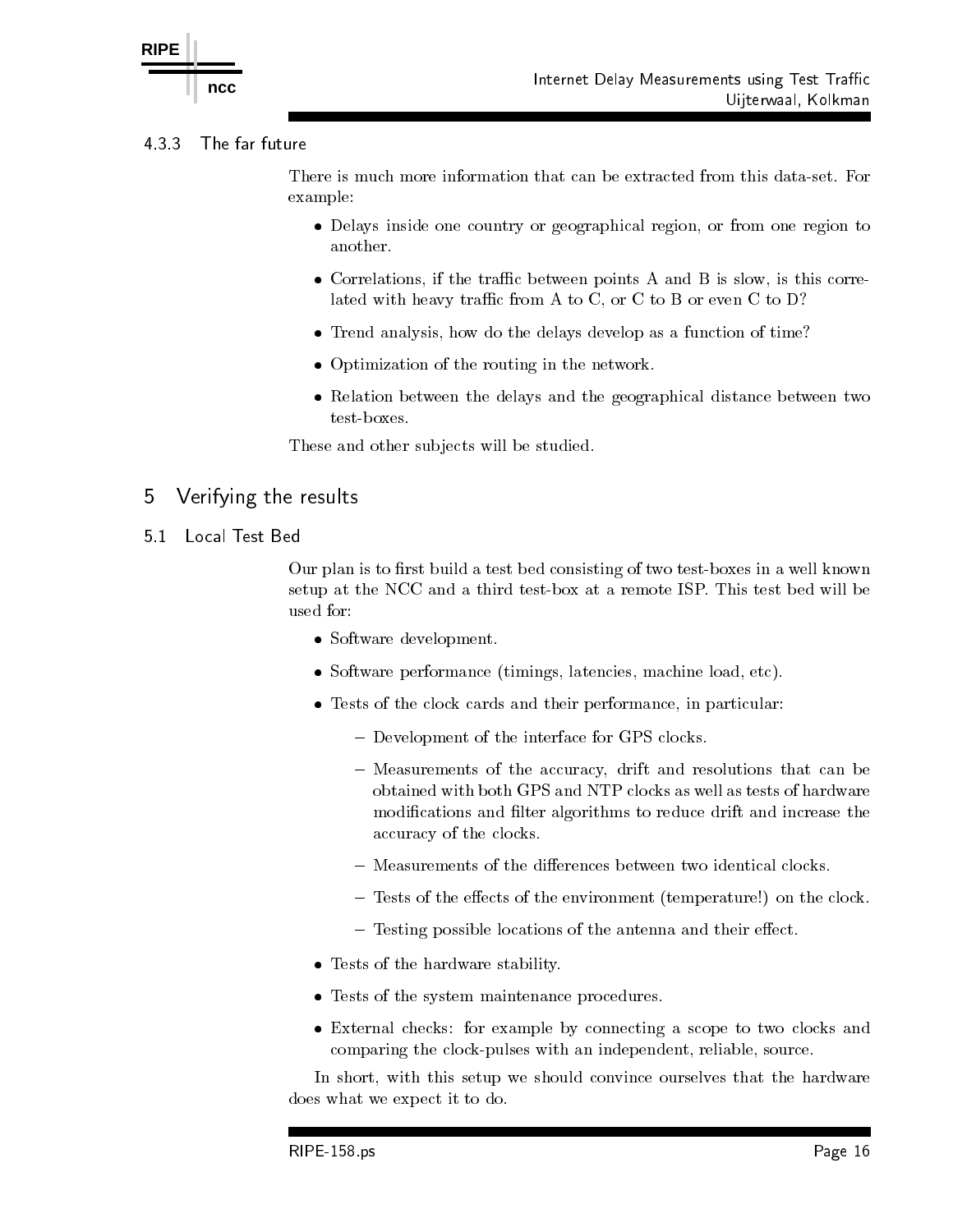### 4.3.3 The far future

There is much more information that can be extracted from this data-set. For example:

- Delays inside one country or geographical region, or from one region to another.
- Correlations, if the traffic between points A and B is slow, is this correlated with heavy traffic from A to C, or C to B or even C to D?
- Trend analysis, how do the delays develop as a function of time?
- Optimization of the routing in the network.
- Relation between the delays and the geographical distance between two test-boxes.

These and other subjects will be studied.

# 5 Verifying the results

## 5.1 Local Test Bed

Our plan is to first build a test bed consisting of two test-boxes in a well known setup at the NCC and a third test-box at a remote ISP. This test bed will be used for:

- Software development.
- Software performance (timings, latencies, machine load, etc).
- Tests of the clock cards and their performance, in particular:
  - Development of the interface for GPS clocks.
  - Measurements of the accuracy, drift and resolutions that can be obtained with both GPS and NTP clocks as well as tests of hardware modifications and filter algorithms to reduce drift and increase the accuracy of the clocks.
  - Measurements of the differences between two identical clocks.
  - Tests of the effects of the environment (temperature!) on the clock.
  - Testing possible locations of the antenna and their effect.
- Tests of the hardware stability.
- Tests of the system maintenance procedures.
- External checks: for example by connecting a scope to two clocks and comparing the clock-pulses with an independent, reliable, source.

In short, with this setup we should convince ourselves that the hardware does what we expect it to do.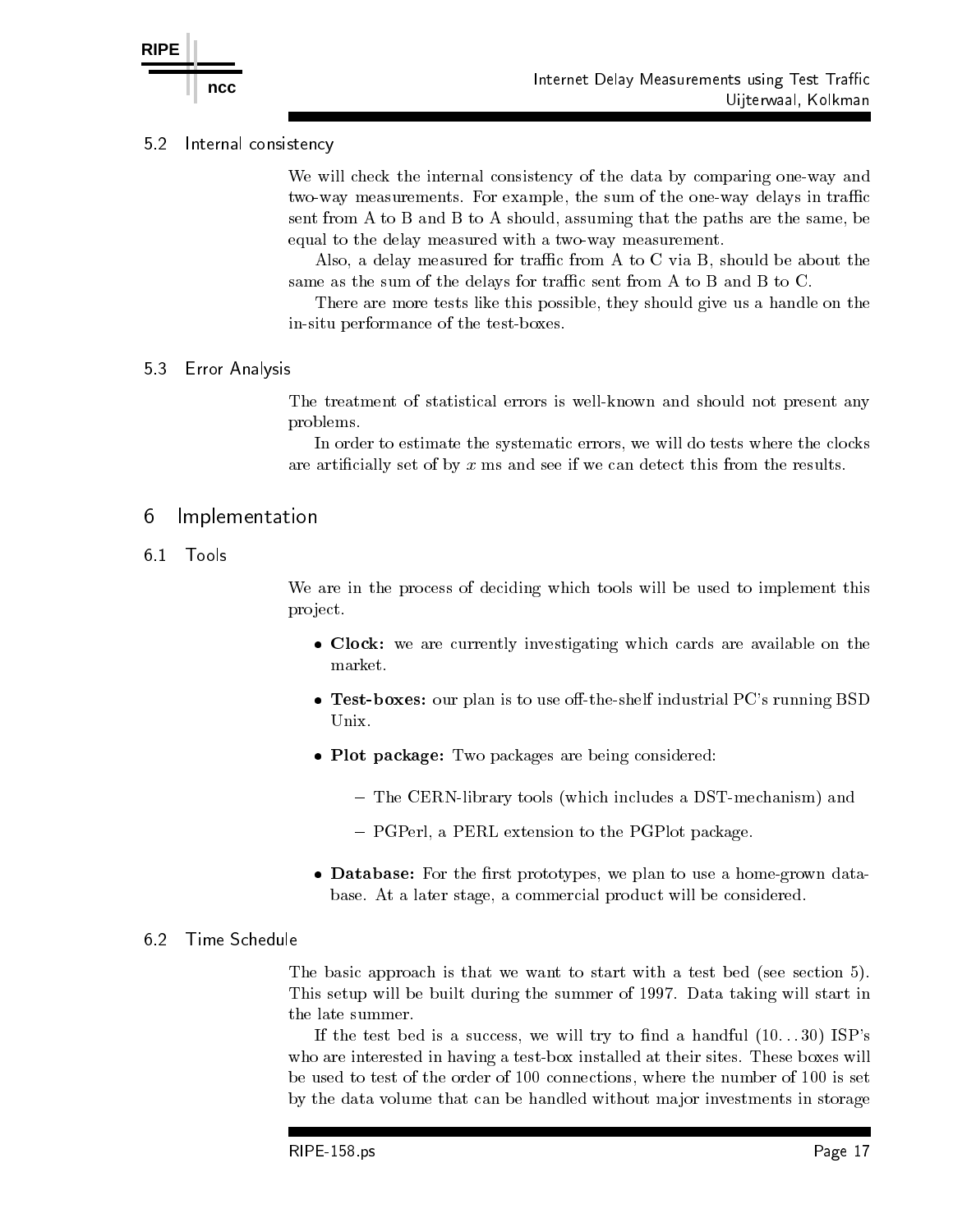### 5.2 Internal consistency

We will check the internal consistency of the data by comparing one-way and two-way measurements. For example, the sum of the one-way delays in traffic sent from A to B and B to A should, assuming that the paths are the same, be equal to the delay measured with a two-way measurement.

Also, a delay measured for traffic from A to C via B, should be about the same as the sum of the delays for traffic sent from A to B and B to C.

There are more tests like this possible, they should give us a handle on the in-situ performance of the test-boxes.

### 5.3 Error Analysis

The treatment of statistical errors is well-known and should not present any problems.

In order to estimate the systematic errors, we will do tests where the clocks are artificially set of by $x$ ms and see if we can detect this from the results.

## 6 Implementation

### 6.1 Tools

We are in the process of deciding which tools will be used to implement this project.

- **Clock:** we are currently investigating which cards are available on the market.
- **Test-boxes:** our plan is to use off-the-shelf industrial PC's running BSD Unix.
- **Plot package:** Two packages are being considered:
  - The CERN-library tools (which includes a DST-mechanism) and
  - PGPerl, a PERL extension to the PGPlot package.
- **Database:** For the first prototypes, we plan to use a home-grown database. At a later stage, a commercial product will be considered.

### 6.2 Time Schedule

The basic approach is that we want to start with a test bed (see section 5). This setup will be built during the summer of 1997. Data taking will start in the late summer.

If the test bed is a success, we will try to find a handful (10...30) ISP's who are interested in having a test-box installed at their sites. These boxes will be used to test of the order of 100 connections, where the number of 100 is set by the data volume that can be handled without major investments in storage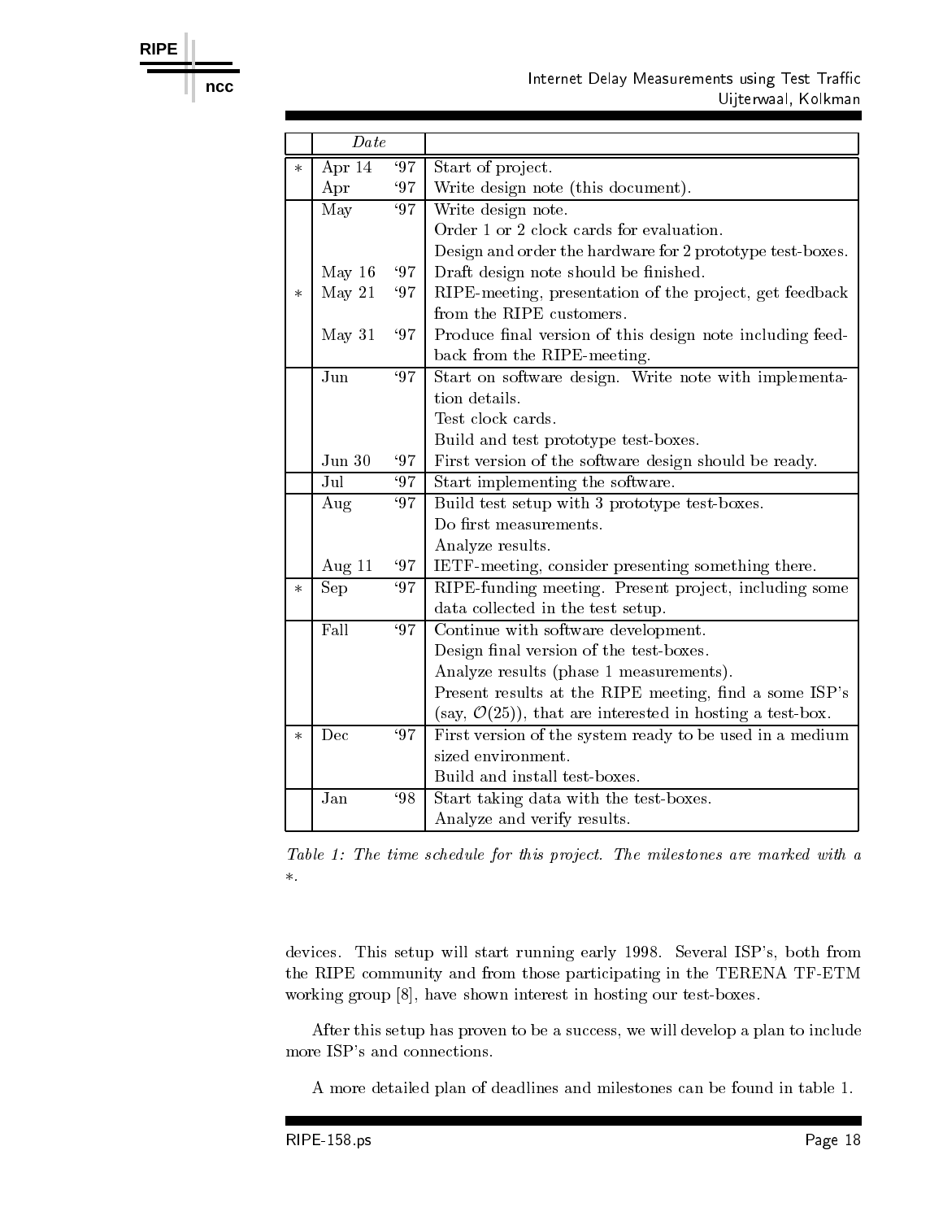| | *Date* | | |
|---|---|---|---|
| * | Apr 14 | '97 | Start of project. |
| | Apr | '97 | Write design note (this document). |
| | May | '97 | Write design note. |
| | | | Order 1 or 2 clock cards for evaluation. |
| | | | Design and order the hardware for 2 prototype test-boxes. |
| | May 16 | '97 | Draft design note should be finished. |
| * | May 21 | '97 | RIPE-meeting, presentation of the project, get feedback from the RIPE customers. |
| | May 31 | '97 | Produce final version of this design note including feedback from the RIPE-meeting. |
| | Jun | '97 | Start on software design. Write note with implementation details. |
| | | | Test clock cards. |
| | | | Build and test prototype test-boxes. |
| | Jun 30 | '97 | First version of the software design should be ready. |
| | Jul | '97 | Start implementing the software. |
| | Aug | '97 | Build test setup with 3 prototype test-boxes. |
| | | | Do first measurements. |
| | | | Analyze results. |
| | Aug 11 | '97 | IETF-meeting, consider presenting something there. |
| * | Sep | '97 | RIPE-funding meeting. Present project, including some data collected in the test setup. |
| | Fall | '97 | Continue with software development. |
| | | | Design final version of the test-boxes. |
| | | | Analyze results (phase 1 measurements). |
| | | | Present results at the RIPE meeting, find a some ISP's (say, $\mathcal{O}(25)$), that are interested in hosting a test-box. |
| * | Dec | '97 | First version of the system ready to be used in a medium sized environment. |
| | | | Build and install test-boxes. |
| | Jan | '98 | Start taking data with the test-boxes. |
| | | | Analyze and verify results. |

*Table 1: The time schedule for this project. The milestones are marked with a* *.

devices. This setup will start running early 1998. Several ISP's, both from the RIPE community and from those participating in the TERENA TF-ETM working group [8], have shown interest in hosting our test-boxes.

After this setup has proven to be a success, we will develop a plan to include more ISP's and connections.

A more detailed plan of deadlines and milestones can be found in table 1.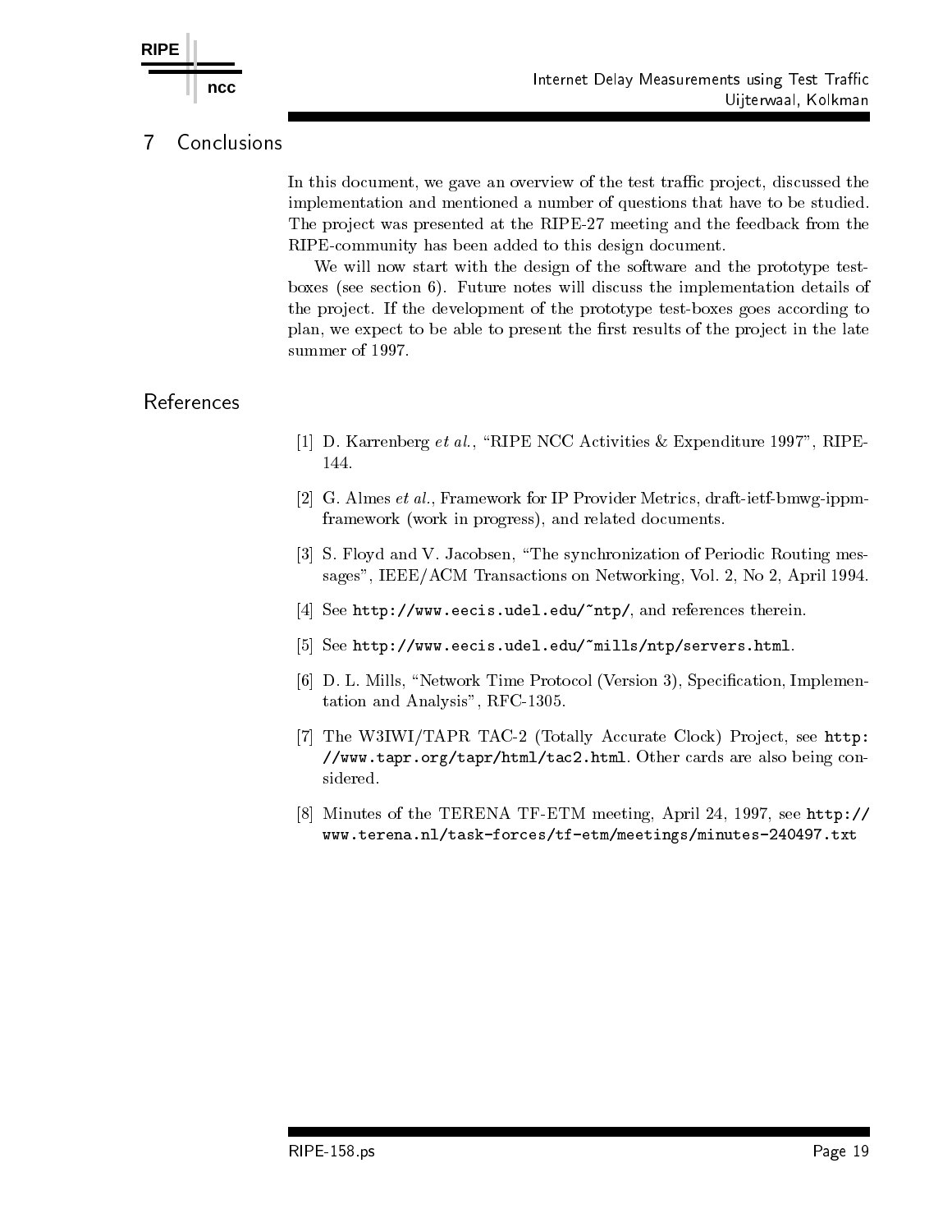## 7 Conclusions

In this document, we gave an overview of the test traffic project, discussed the implementation and mentioned a number of questions that have to be studied. The project was presented at the RIPE-27 meeting and the feedback from the RIPE-community has been added to this design document.

We will now start with the design of the software and the prototype test-boxes (see section 6). Future notes will discuss the implementation details of the project. If the development of the prototype test-boxes goes according to plan, we expect to be able to present the first results of the project in the late summer of 1997.

## References

[1] D. Karrenberg *et al.*, "RIPE NCC Activities & Expenditure 1997", RIPE-144.

[2] G. Almes *et al.*, Framework for IP Provider Metrics, draft-ietf-bmwg-ippm-framework (work in progress), and related documents.

[3] S. Floyd and V. Jacobsen, "The synchronization of Periodic Routing messages", IEEE/ACM Transactions on Networking, Vol. 2, No 2, April 1994.

[4] See `http://www.eecis.udel.edu/~ntp/`, and references therein.

[5] See `http://www.eecis.udel.edu/~mills/ntp/servers.html`.

[6] D. L. Mills, "Network Time Protocol (Version 3), Specification, Implementation and Analysis", RFC-1305.

[7] The W3IWI/TAPR TAC-2 (Totally Accurate Clock) Project, see `http://www.tapr.org/tapr/html/tac2.html`. Other cards are also being considered.

[8] Minutes of the TERENA TF-ETM meeting, April 24, 1997, see `http://www.terena.nl/task-forces/tf-etm/meetings/minutes-240497.txt`